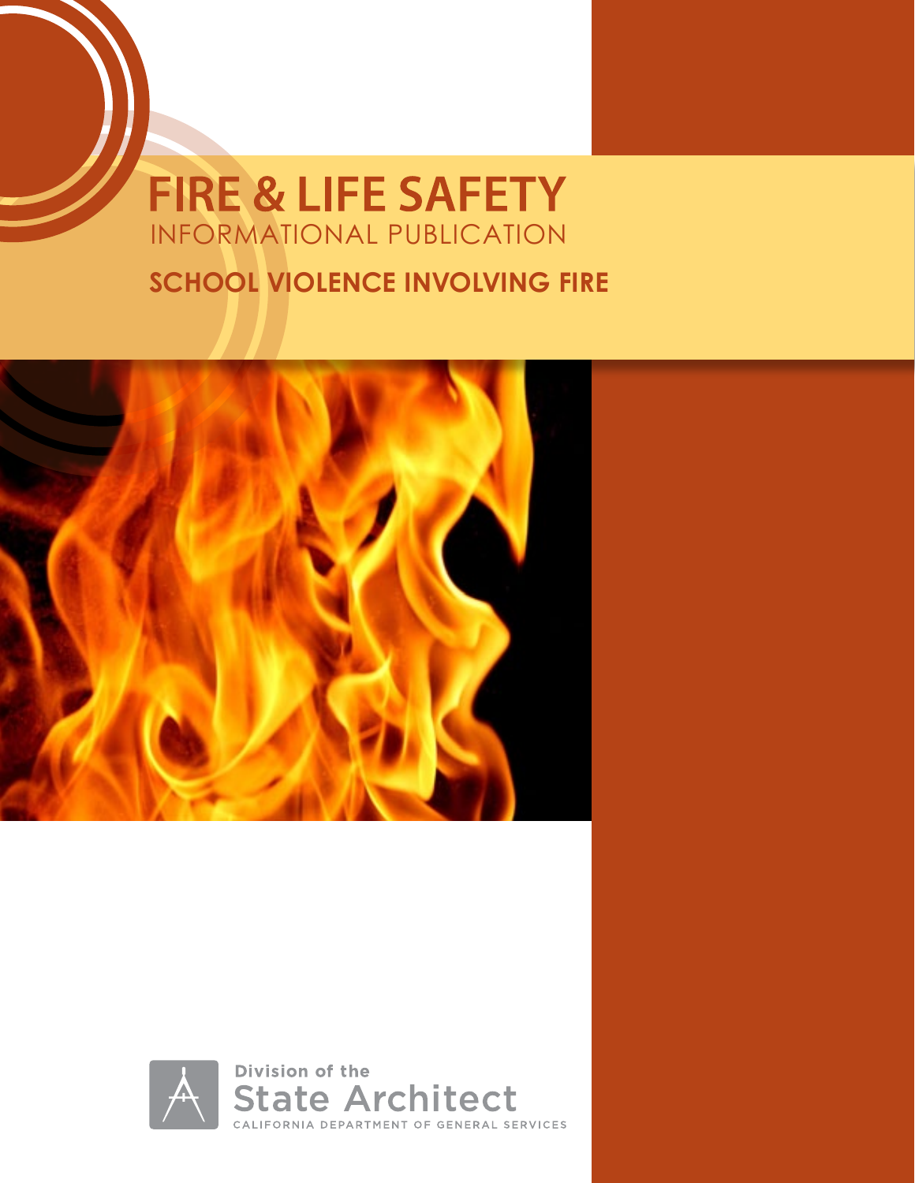# FIRE & LIFE SAFETY

INFORMATIONAL PUBLICATION

## SCHOOL VIOLENCE INVOLVING FIRE

Division of the
State Architect
CALIFORNIA DEPARTMENT OF GENERAL SERVICES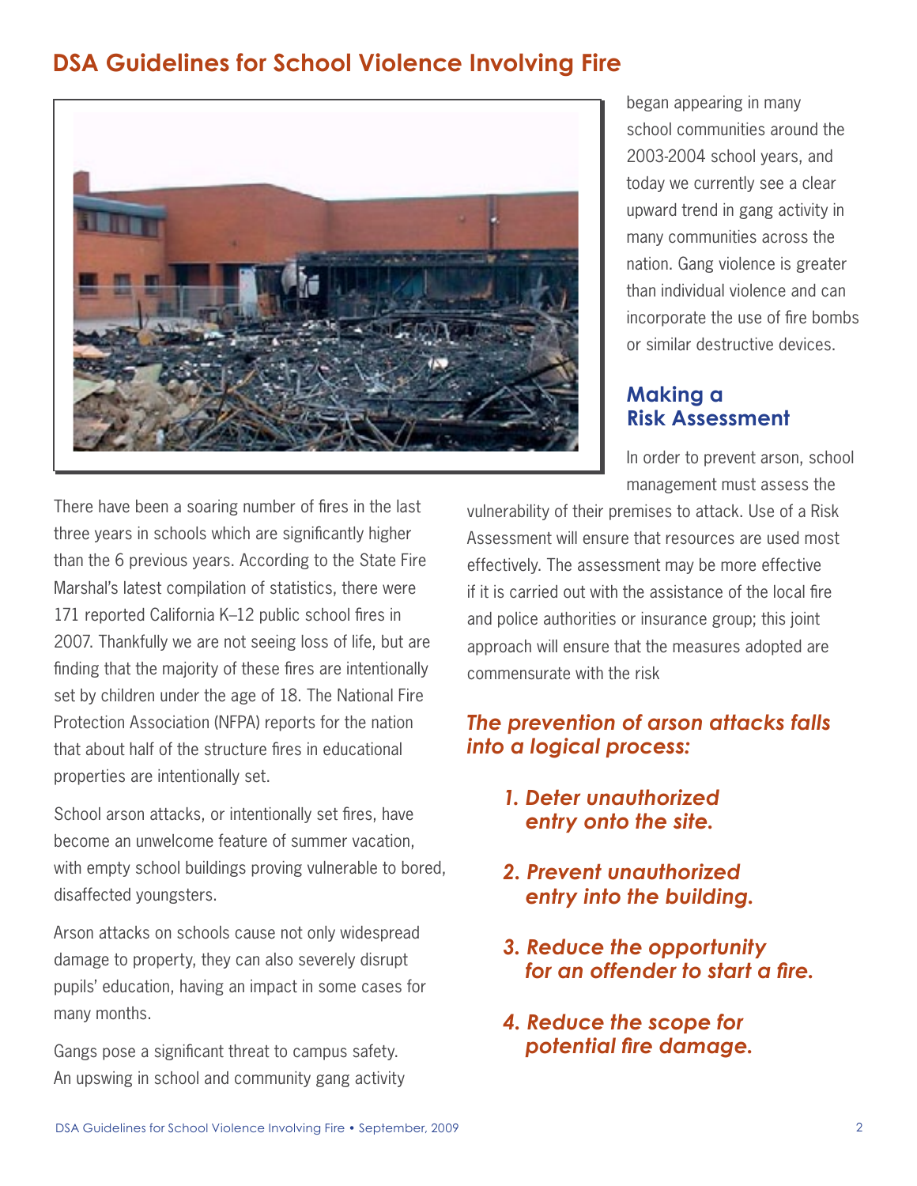## DSA Guidelines for School Violence Involving Fire

There have been a soaring number of fires in the last three years in schools which are significantly higher than the 6 previous years. According to the State Fire Marshal's latest compilation of statistics, there were 171 reported California K–12 public school fires in 2007. Thankfully we are not seeing loss of life, but are finding that the majority of these fires are intentionally set by children under the age of 18. The National Fire Protection Association (NFPA) reports for the nation that about half of the structure fires in educational properties are intentionally set.

School arson attacks, or intentionally set fires, have become an unwelcome feature of summer vacation, with empty school buildings proving vulnerable to bored, disaffected youngsters.

Arson attacks on schools cause not only widespread damage to property, they can also severely disrupt pupils' education, having an impact in some cases for many months.

Gangs pose a significant threat to campus safety. An upswing in school and community gang activity began appearing in many school communities around the 2003-2004 school years, and today we currently see a clear upward trend in gang activity in many communities across the nation. Gang violence is greater than individual violence and can incorporate the use of fire bombs or similar destructive devices.

### Making a Risk Assessment

In order to prevent arson, school management must assess the vulnerability of their premises to attack. Use of a Risk Assessment will ensure that resources are used most effectively. The assessment may be more effective if it is carried out with the assistance of the local fire and police authorities or insurance group; this joint approach will ensure that the measures adopted are commensurate with the risk

***The prevention of arson attacks falls into a logical process:***

1. ***Deter unauthorized entry onto the site.***
2. ***Prevent unauthorized entry into the building.***
3. ***Reduce the opportunity for an offender to start a fire.***
4. ***Reduce the scope for potential fire damage.***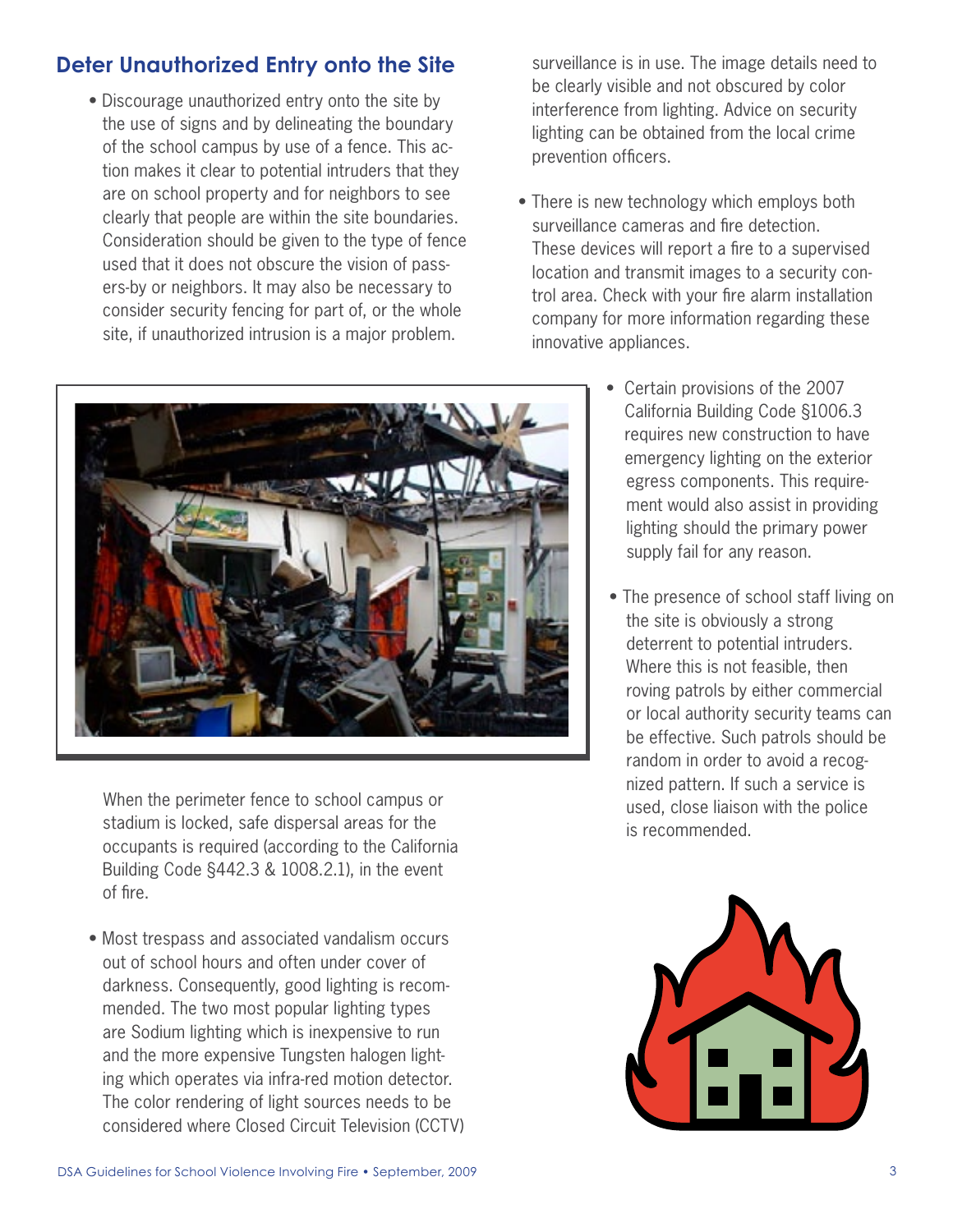## Deter Unauthorized Entry onto the Site

- Discourage unauthorized entry onto the site by the use of signs and by delineating the boundary of the school campus by use of a fence. This action makes it clear to potential intruders that they are on school property and for neighbors to see clearly that people are within the site boundaries. Consideration should be given to the type of fence used that it does not obscure the vision of passers-by or neighbors. It may also be necessary to consider security fencing for part of, or the whole site, if unauthorized intrusion is a major problem.

  When the perimeter fence to school campus or stadium is locked, safe dispersal areas for the occupants is required (according to the California Building Code §442.3 & 1008.2.1), in the event of fire.

- Most trespass and associated vandalism occurs out of school hours and often under cover of darkness. Consequently, good lighting is recommended. The two most popular lighting types are Sodium lighting which is inexpensive to run and the more expensive Tungsten halogen lighting which operates via infra-red motion detector. The color rendering of light sources needs to be considered where Closed Circuit Television (CCTV) surveillance is in use. The image details need to be clearly visible and not obscured by color interference from lighting. Advice on security lighting can be obtained from the local crime prevention officers.

- There is new technology which employs both surveillance cameras and fire detection. These devices will report a fire to a supervised location and transmit images to a security control area. Check with your fire alarm installation company for more information regarding these innovative appliances.

- Certain provisions of the 2007 California Building Code §1006.3 requires new construction to have emergency lighting on the exterior egress components. This requirement would also assist in providing lighting should the primary power supply fail for any reason.

- The presence of school staff living on the site is obviously a strong deterrent to potential intruders. Where this is not feasible, then roving patrols by either commercial or local authority security teams can be effective. Such patrols should be random in order to avoid a recognized pattern. If such a service is used, close liaison with the police is recommended.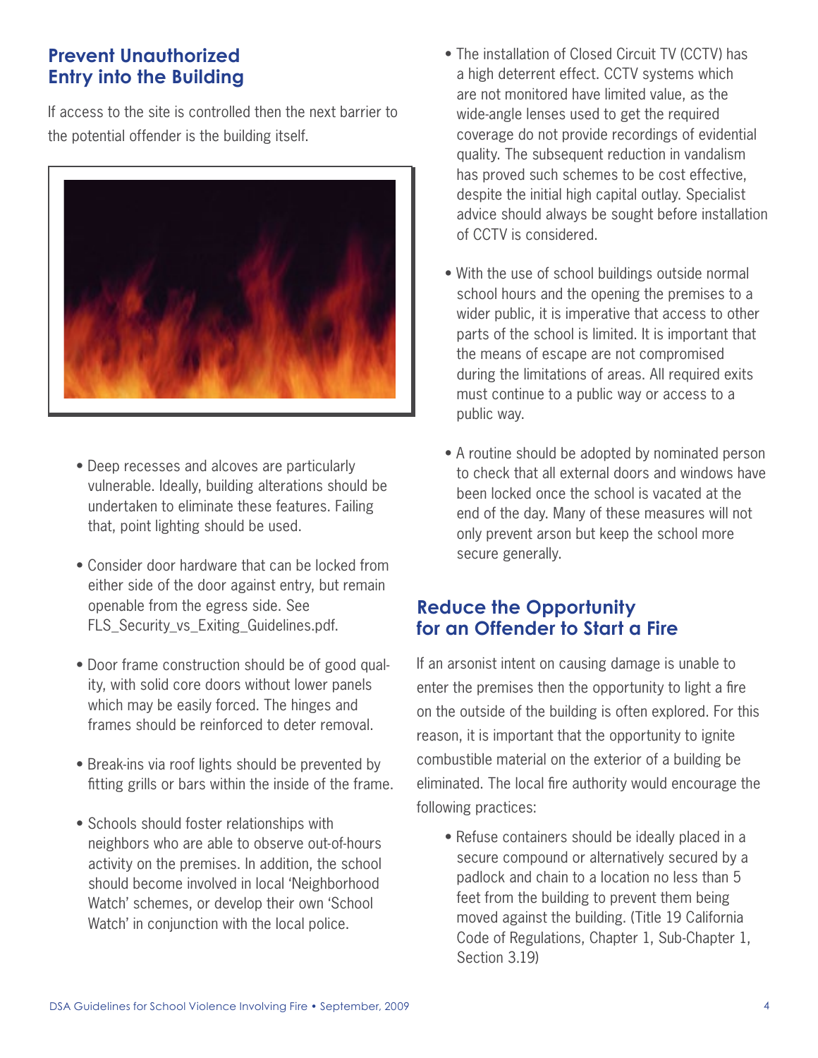## Prevent Unauthorized Entry into the Building

If access to the site is controlled then the next barrier to the potential offender is the building itself.

- Deep recesses and alcoves are particularly vulnerable. Ideally, building alterations should be undertaken to eliminate these features. Failing that, point lighting should be used.
- Consider door hardware that can be locked from either side of the door against entry, but remain openable from the egress side. See FLS_Security_vs_Exiting_Guidelines.pdf.
- Door frame construction should be of good quality, with solid core doors without lower panels which may be easily forced. The hinges and frames should be reinforced to deter removal.
- Break-ins via roof lights should be prevented by fitting grills or bars within the inside of the frame.
- Schools should foster relationships with neighbors who are able to observe out-of-hours activity on the premises. In addition, the school should become involved in local 'Neighborhood Watch' schemes, or develop their own 'School Watch' in conjunction with the local police.
- The installation of Closed Circuit TV (CCTV) has a high deterrent effect. CCTV systems which are not monitored have limited value, as the wide-angle lenses used to get the required coverage do not provide recordings of evidential quality. The subsequent reduction in vandalism has proved such schemes to be cost effective, despite the initial high capital outlay. Specialist advice should always be sought before installation of CCTV is considered.
- With the use of school buildings outside normal school hours and the opening the premises to a wider public, it is imperative that access to other parts of the school is limited. It is important that the means of escape are not compromised during the limitations of areas. All required exits must continue to a public way or access to a public way.
- A routine should be adopted by nominated person to check that all external doors and windows have been locked once the school is vacated at the end of the day. Many of these measures will not only prevent arson but keep the school more secure generally.

## Reduce the Opportunity for an Offender to Start a Fire

If an arsonist intent on causing damage is unable to enter the premises then the opportunity to light a fire on the outside of the building is often explored. For this reason, it is important that the opportunity to ignite combustible material on the exterior of a building be eliminated. The local fire authority would encourage the following practices:

- Refuse containers should be ideally placed in a secure compound or alternatively secured by a padlock and chain to a location no less than 5 feet from the building to prevent them being moved against the building. (Title 19 California Code of Regulations, Chapter 1, Sub-Chapter 1, Section 3.19)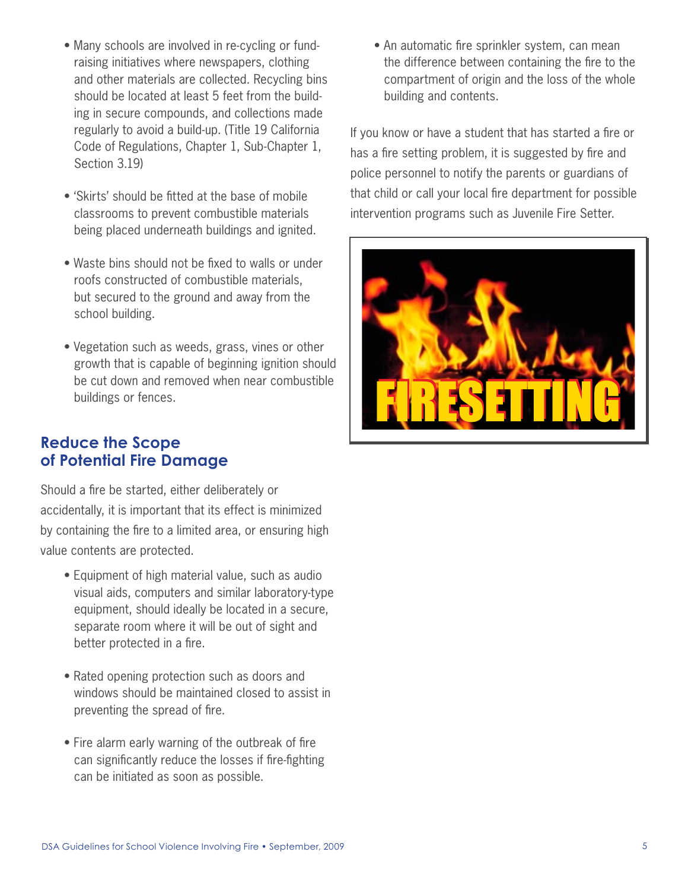- Many schools are involved in re-cycling or fund-raising initiatives where newspapers, clothing and other materials are collected. Recycling bins should be located at least 5 feet from the building in secure compounds, and collections made regularly to avoid a build-up. (Title 19 California Code of Regulations, Chapter 1, Sub-Chapter 1, Section 3.19)

- 'Skirts' should be fitted at the base of mobile classrooms to prevent combustible materials being placed underneath buildings and ignited.

- Waste bins should not be fixed to walls or under roofs constructed of combustible materials, but secured to the ground and away from the school building.

- Vegetation such as weeds, grass, vines or other growth that is capable of beginning ignition should be cut down and removed when near combustible buildings or fences.

## Reduce the Scope of Potential Fire Damage

Should a fire be started, either deliberately or accidentally, it is important that its effect is minimized by containing the fire to a limited area, or ensuring high value contents are protected.

- Equipment of high material value, such as audio visual aids, computers and similar laboratory-type equipment, should ideally be located in a secure, separate room where it will be out of sight and better protected in a fire.

- Rated opening protection such as doors and windows should be maintained closed to assist in preventing the spread of fire.

- Fire alarm early warning of the outbreak of fire can significantly reduce the losses if fire-fighting can be initiated as soon as possible.

- An automatic fire sprinkler system, can mean the difference between containing the fire to the compartment of origin and the loss of the whole building and contents.

If you know or have a student that has started a fire or has a fire setting problem, it is suggested by fire and police personnel to notify the parents or guardians of that child or call your local fire department for possible intervention programs such as Juvenile Fire Setter.

FIRESETTING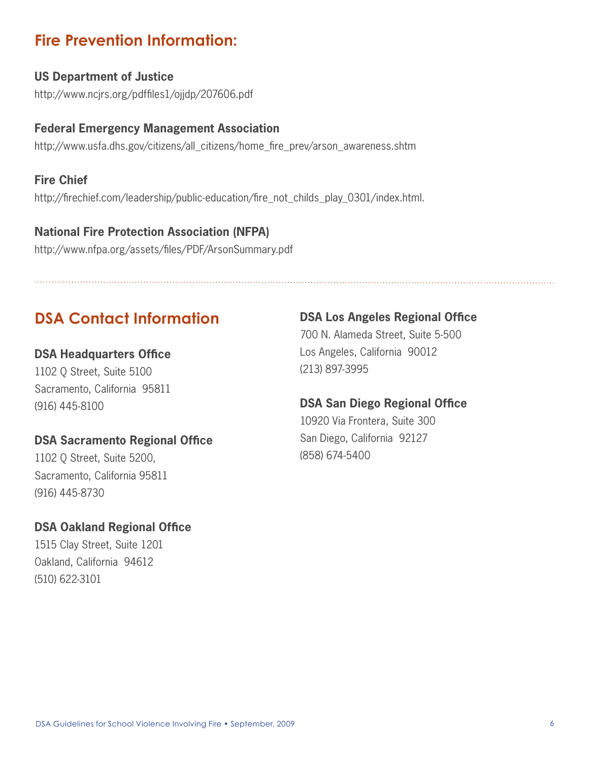## Fire Prevention Information:

**US Department of Justice**
http://www.ncjrs.org/pdffiles1/ojjdp/207606.pdf

**Federal Emergency Management Association**
http://www.usfa.dhs.gov/citizens/all_citizens/home_fire_prev/arson_awareness.shtm

**Fire Chief**
http://firechief.com/leadership/public-education/fire_not_childs_play_0301/index.html.

**National Fire Protection Association (NFPA)**
http://www.nfpa.org/assets/files/PDF/ArsonSummary.pdf

## DSA Contact Information

**DSA Headquarters Office**
1102 Q Street, Suite 5100
Sacramento, California 95811
(916) 445-8100

**DSA Sacramento Regional Office**
1102 Q Street, Suite 5200,
Sacramento, California 95811
(916) 445-8730

**DSA Oakland Regional Office**
1515 Clay Street, Suite 1201
Oakland, California 94612
(510) 622-3101

**DSA Los Angeles Regional Office**
700 N. Alameda Street, Suite 5-500
Los Angeles, California 90012
(213) 897-3995

**DSA San Diego Regional Office**
10920 Via Frontera, Suite 300
San Diego, California 92127
(858) 674-5400